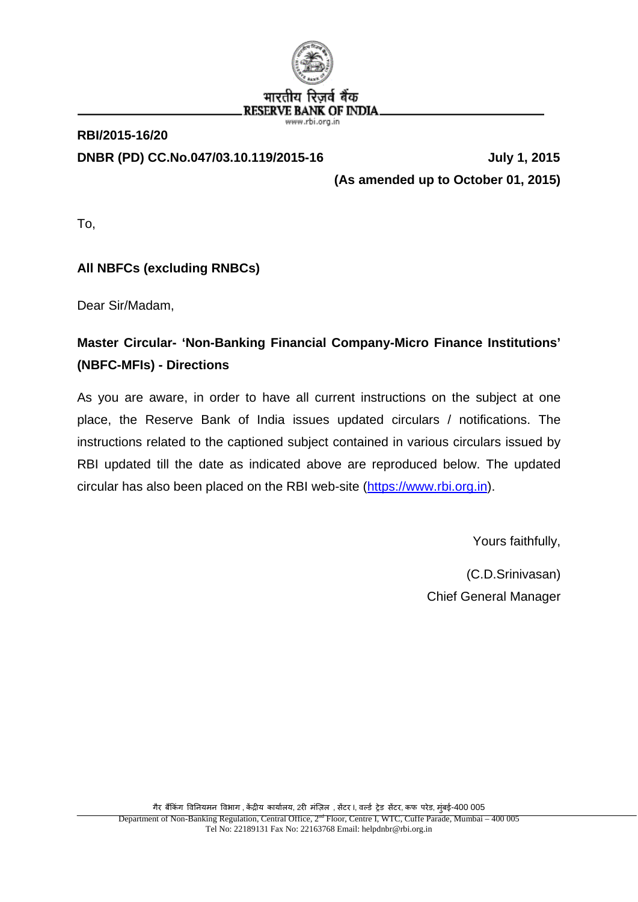भारतीय रिज़र्व बैंक
RESERVE BANK OF INDIA
www.rbi.org.in

**RBI/2015-16/20**

**DNBR (PD) CC.No.047/03.10.119/2015-16** **July 1, 2015**

**(As amended up to October 01, 2015)**

To,

**All NBFCs (excluding RNBCs)**

Dear Sir/Madam,

**Master Circular- 'Non-Banking Financial Company-Micro Finance Institutions' (NBFC-MFIs) - Directions**

As you are aware, in order to have all current instructions on the subject at one place, the Reserve Bank of India issues updated circulars / notifications. The instructions related to the captioned subject contained in various circulars issued by RBI updated till the date as indicated above are reproduced below. The updated circular has also been placed on the RBI web-site (https://www.rbi.org.in).

Yours faithfully,

(C.D.Srinivasan)
Chief General Manager

गैर बैंकिंग विनियमन विभाग , केंद्रीय कार्यालय, 2री मंज़िल , सेंटर I, वर्ल्ड ट्रेड सेंटर, कफ परेड, मुंबई-400 005
Department of Non-Banking Regulation, Central Office, 2nd Floor, Centre I, WTC, Cuffe Parade, Mumbai – 400 005
Tel No: 22189131 Fax No: 22163768 Email: helpdnbr@rbi.org.in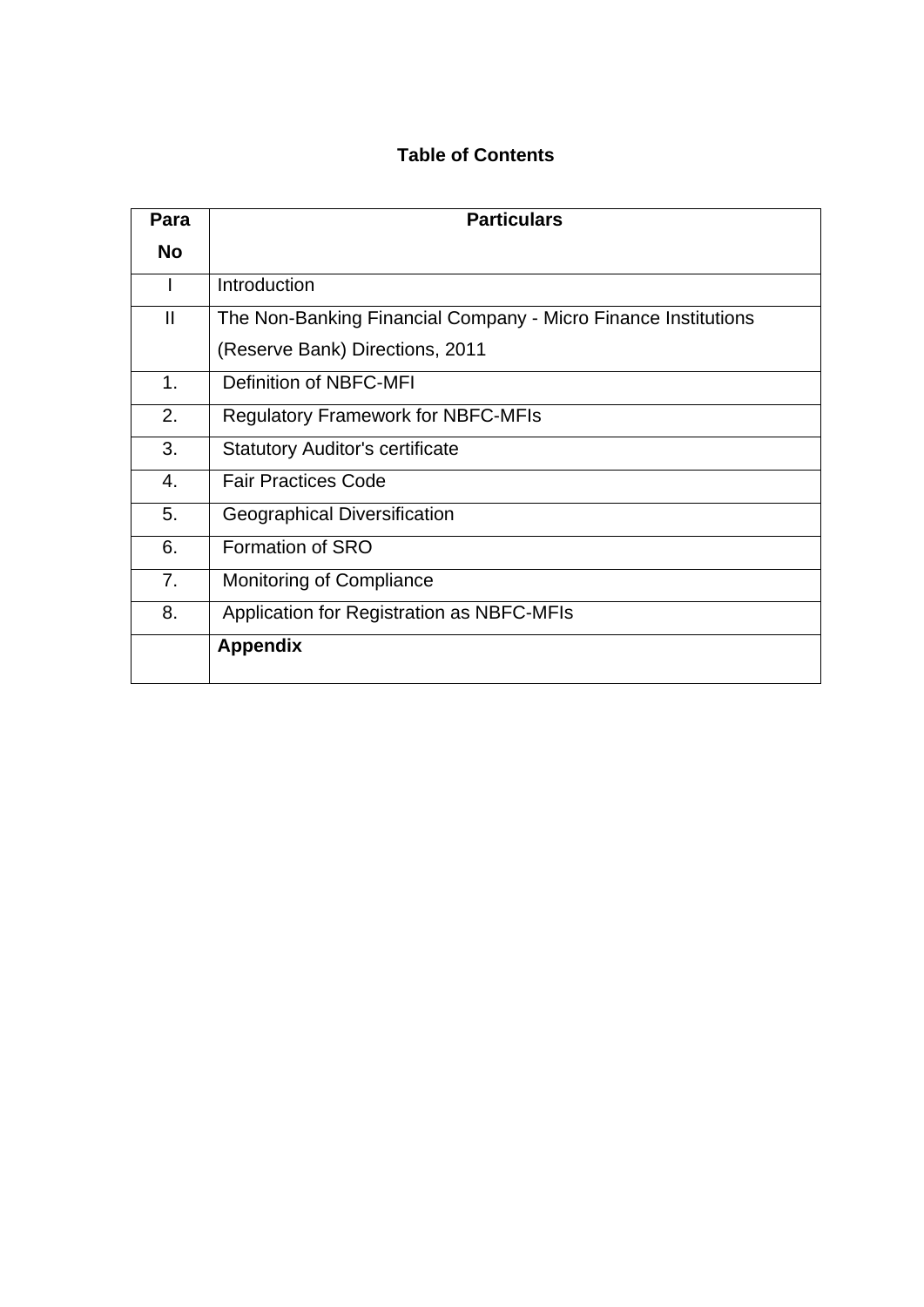## Table of Contents

| Para No | Particulars |
|---|---|
| I | Introduction |
| II | The Non-Banking Financial Company - Micro Finance Institutions (Reserve Bank) Directions, 2011 |
| 1. | Definition of NBFC-MFI |
| 2. | Regulatory Framework for NBFC-MFIs |
| 3. | Statutory Auditor's certificate |
| 4. | Fair Practices Code |
| 5. | Geographical Diversification |
| 6. | Formation of SRO |
| 7. | Monitoring of Compliance |
| 8. | Application for Registration as NBFC-MFIs |
| | **Appendix** |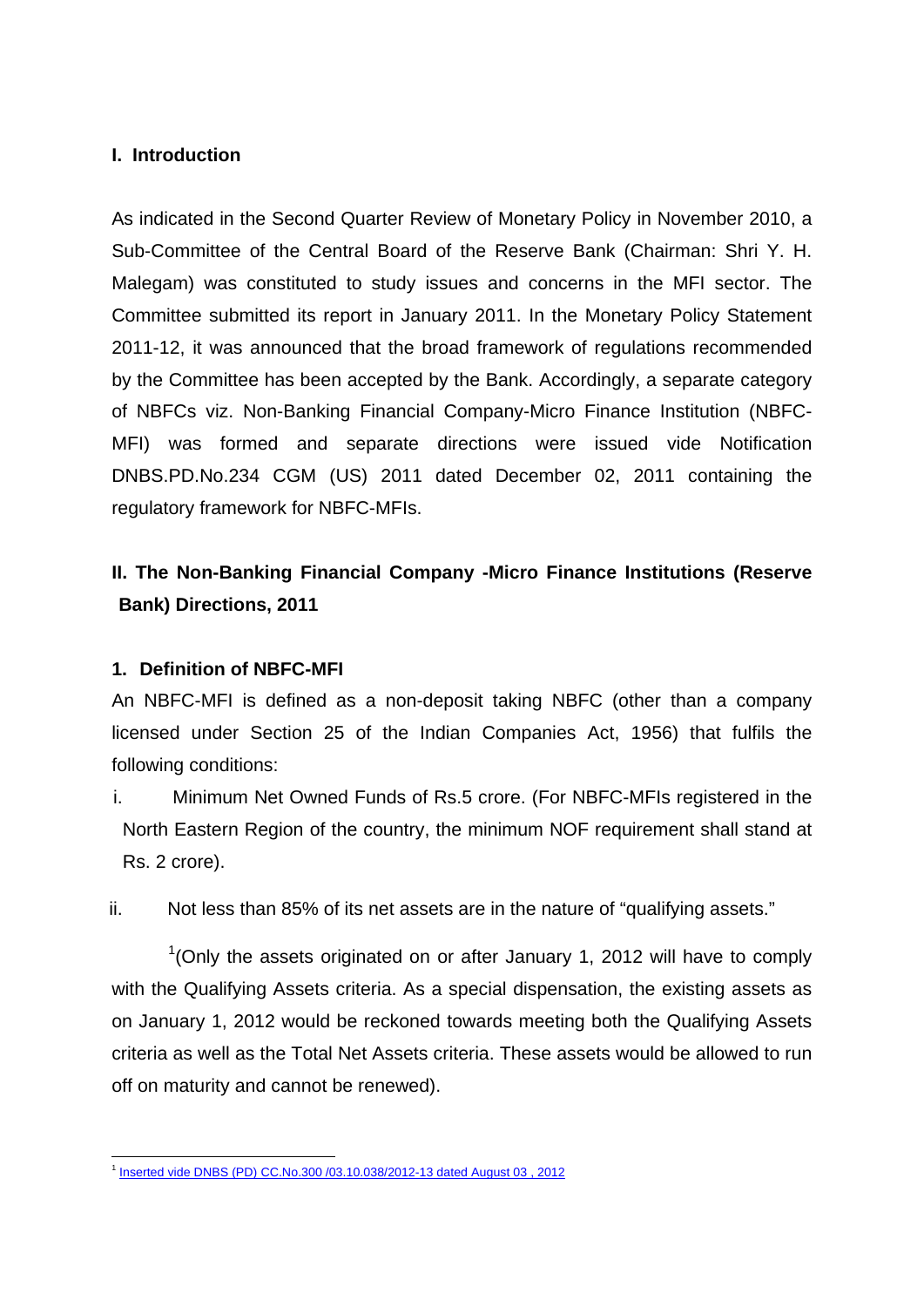## I. Introduction

As indicated in the Second Quarter Review of Monetary Policy in November 2010, a Sub-Committee of the Central Board of the Reserve Bank (Chairman: Shri Y. H. Malegam) was constituted to study issues and concerns in the MFI sector. The Committee submitted its report in January 2011. In the Monetary Policy Statement 2011-12, it was announced that the broad framework of regulations recommended by the Committee has been accepted by the Bank. Accordingly, a separate category of NBFCs viz. Non-Banking Financial Company-Micro Finance Institution (NBFC-MFI) was formed and separate directions were issued vide Notification DNBS.PD.No.234 CGM (US) 2011 dated December 02, 2011 containing the regulatory framework for NBFC-MFIs.

## II. The Non-Banking Financial Company -Micro Finance Institutions (Reserve Bank) Directions, 2011

### 1. Definition of NBFC-MFI

An NBFC-MFI is defined as a non-deposit taking NBFC (other than a company licensed under Section 25 of the Indian Companies Act, 1956) that fulfils the following conditions:

i. Minimum Net Owned Funds of Rs.5 crore. (For NBFC-MFIs registered in the North Eastern Region of the country, the minimum NOF requirement shall stand at Rs. 2 crore).

ii. Not less than 85% of its net assets are in the nature of "qualifying assets."

[1](Only the assets originated on or after January 1, 2012 will have to comply with the Qualifying Assets criteria. As a special dispensation, the existing assets as on January 1, 2012 would be reckoned towards meeting both the Qualifying Assets criteria as well as the Total Net Assets criteria. These assets would be allowed to run off on maturity and cannot be renewed).

---

[1] Inserted vide DNBS (PD) CC.No.300 /03.10.038/2012-13 dated August 03 , 2012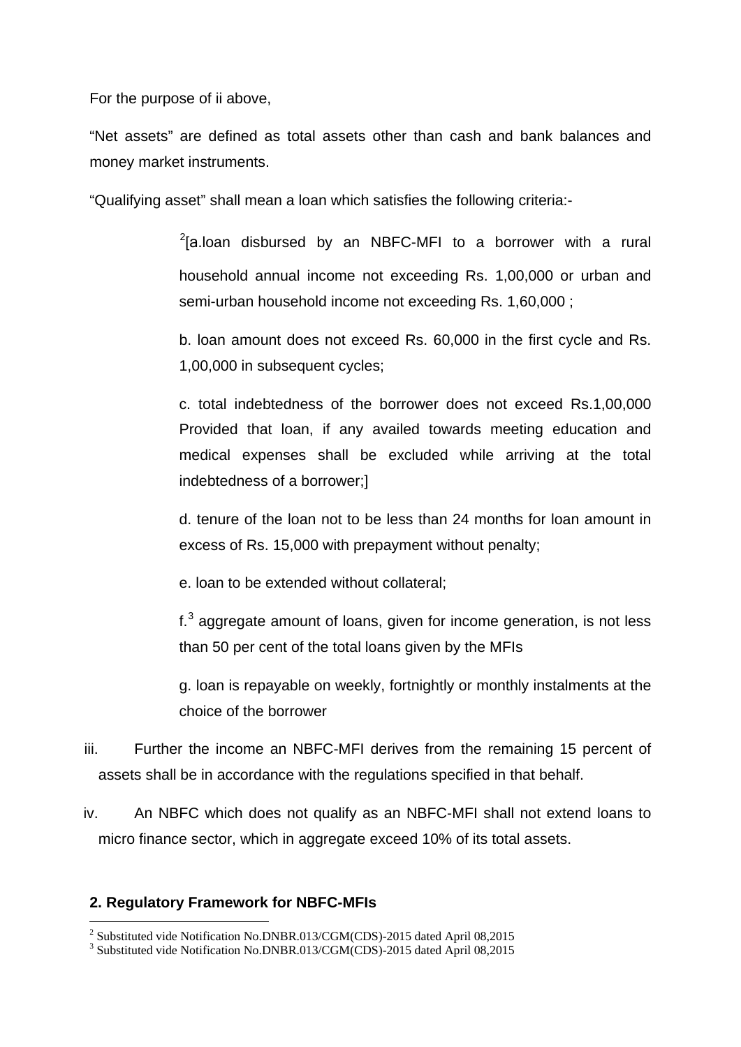For the purpose of ii above,

"Net assets" are defined as total assets other than cash and bank balances and money market instruments.

"Qualifying asset" shall mean a loan which satisfies the following criteria:-

> [2][a.loan disbursed by an NBFC-MFI to a borrower with a rural household annual income not exceeding Rs. 1,00,000 or urban and semi-urban household income not exceeding Rs. 1,60,000 ;
>
> b. loan amount does not exceed Rs. 60,000 in the first cycle and Rs. 1,00,000 in subsequent cycles;
>
> c. total indebtedness of the borrower does not exceed Rs.1,00,000 Provided that loan, if any availed towards meeting education and medical expenses shall be excluded while arriving at the total indebtedness of a borrower;]
>
> d. tenure of the loan not to be less than 24 months for loan amount in excess of Rs. 15,000 with prepayment without penalty;
>
> e. loan to be extended without collateral;
>
> f.[3] aggregate amount of loans, given for income generation, is not less than 50 per cent of the total loans given by the MFIs
>
> g. loan is repayable on weekly, fortnightly or monthly instalments at the choice of the borrower

iii. Further the income an NBFC-MFI derives from the remaining 15 percent of assets shall be in accordance with the regulations specified in that behalf.

iv. An NBFC which does not qualify as an NBFC-MFI shall not extend loans to micro finance sector, which in aggregate exceed 10% of its total assets.

## 2. Regulatory Framework for NBFC-MFIs

---

[2] Substituted vide Notification No.DNBR.013/CGM(CDS)-2015 dated April 08,2015

[3] Substituted vide Notification No.DNBR.013/CGM(CDS)-2015 dated April 08,2015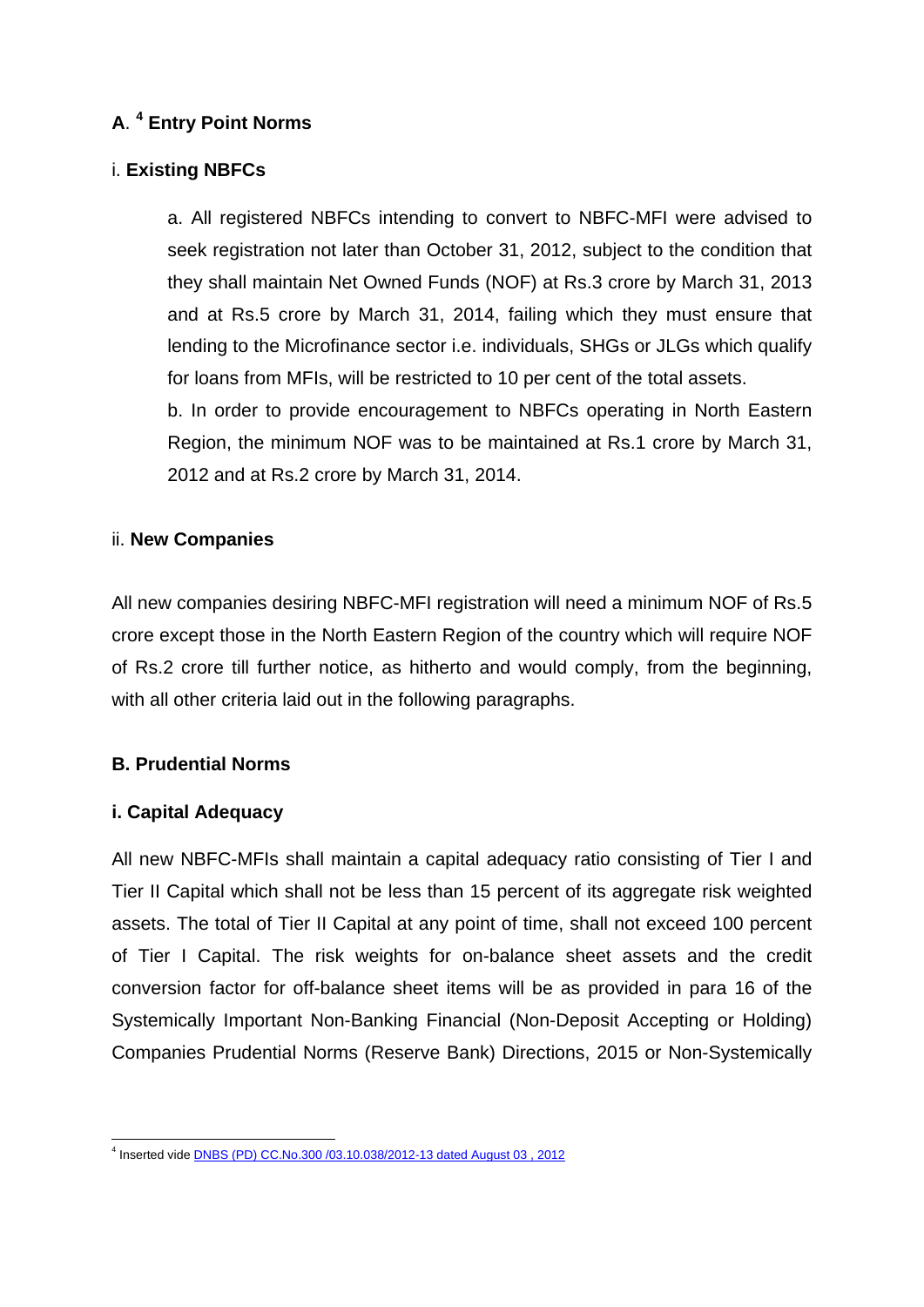## A. [4] Entry Point Norms

i. **Existing NBFCs**

a. All registered NBFCs intending to convert to NBFC-MFI were advised to seek registration not later than October 31, 2012, subject to the condition that they shall maintain Net Owned Funds (NOF) at Rs.3 crore by March 31, 2013 and at Rs.5 crore by March 31, 2014, failing which they must ensure that lending to the Microfinance sector i.e. individuals, SHGs or JLGs which qualify for loans from MFIs, will be restricted to 10 per cent of the total assets.

b. In order to provide encouragement to NBFCs operating in North Eastern Region, the minimum NOF was to be maintained at Rs.1 crore by March 31, 2012 and at Rs.2 crore by March 31, 2014.

ii. **New Companies**

All new companies desiring NBFC-MFI registration will need a minimum NOF of Rs.5 crore except those in the North Eastern Region of the country which will require NOF of Rs.2 crore till further notice, as hitherto and would comply, from the beginning, with all other criteria laid out in the following paragraphs.

## B. Prudential Norms

### i. Capital Adequacy

All new NBFC-MFIs shall maintain a capital adequacy ratio consisting of Tier I and Tier II Capital which shall not be less than 15 percent of its aggregate risk weighted assets. The total of Tier II Capital at any point of time, shall not exceed 100 percent of Tier I Capital. The risk weights for on-balance sheet assets and the credit conversion factor for off-balance sheet items will be as provided in para 16 of the Systemically Important Non-Banking Financial (Non-Deposit Accepting or Holding) Companies Prudential Norms (Reserve Bank) Directions, 2015 or Non-Systemically

---

[4] Inserted vide DNBS (PD) CC.No.300 /03.10.038/2012-13 dated August 03 , 2012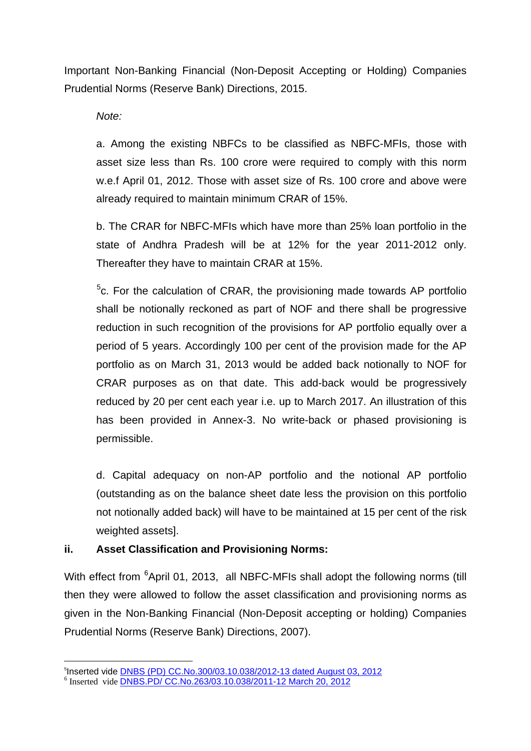Important Non-Banking Financial (Non-Deposit Accepting or Holding) Companies Prudential Norms (Reserve Bank) Directions, 2015.

*Note:*

a. Among the existing NBFCs to be classified as NBFC-MFIs, those with asset size less than Rs. 100 crore were required to comply with this norm w.e.f April 01, 2012. Those with asset size of Rs. 100 crore and above were already required to maintain minimum CRAR of 15%.

b. The CRAR for NBFC-MFIs which have more than 25% loan portfolio in the state of Andhra Pradesh will be at 12% for the year 2011-2012 only. Thereafter they have to maintain CRAR at 15%.

[5]c. For the calculation of CRAR, the provisioning made towards AP portfolio shall be notionally reckoned as part of NOF and there shall be progressive reduction in such recognition of the provisions for AP portfolio equally over a period of 5 years. Accordingly 100 per cent of the provision made for the AP portfolio as on March 31, 2013 would be added back notionally to NOF for CRAR purposes as on that date. This add-back would be progressively reduced by 20 per cent each year i.e. up to March 2017. An illustration of this has been provided in Annex-3. No write-back or phased provisioning is permissible.

d. Capital adequacy on non-AP portfolio and the notional AP portfolio (outstanding as on the balance sheet date less the provision on this portfolio not notionally added back) will have to be maintained at 15 per cent of the risk weighted assets].

**ii. Asset Classification and Provisioning Norms:**

With effect from [6]April 01, 2013, all NBFC-MFIs shall adopt the following norms (till then they were allowed to follow the asset classification and provisioning norms as given in the Non-Banking Financial (Non-Deposit accepting or holding) Companies Prudential Norms (Reserve Bank) Directions, 2007).

---

[5] Inserted vide DNBS (PD) CC.No.300/03.10.038/2012-13 dated August 03, 2012

[6] Inserted vide DNBS.PD/ CC.No.263/03.10.038/2011-12 March 20, 2012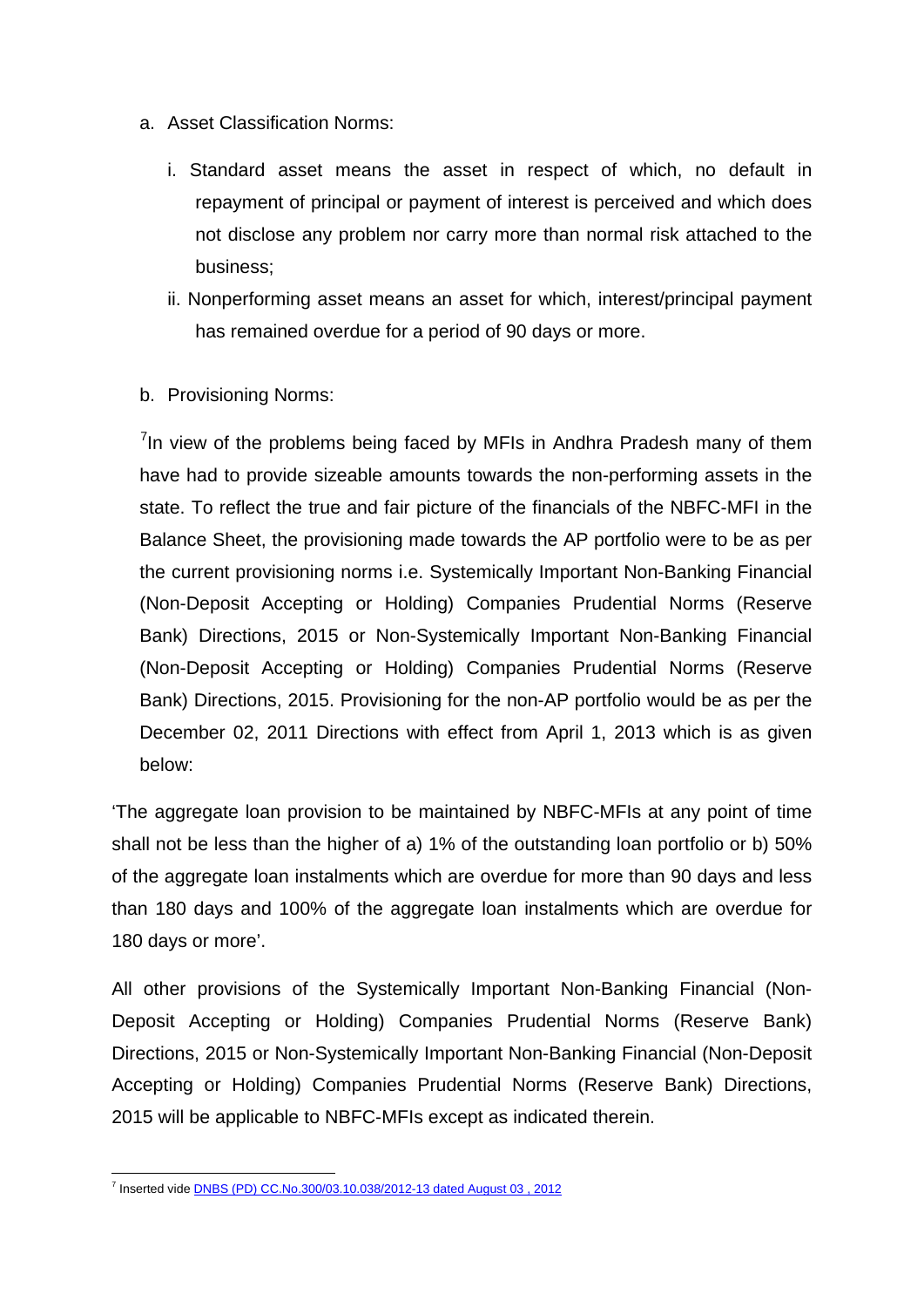a. Asset Classification Norms:

   i. Standard asset means the asset in respect of which, no default in repayment of principal or payment of interest is perceived and which does not disclose any problem nor carry more than normal risk attached to the business;

   ii. Nonperforming asset means an asset for which, interest/principal payment has remained overdue for a period of 90 days or more.

b. Provisioning Norms:

   [7]In view of the problems being faced by MFIs in Andhra Pradesh many of them have had to provide sizeable amounts towards the non-performing assets in the state. To reflect the true and fair picture of the financials of the NBFC-MFI in the Balance Sheet, the provisioning made towards the AP portfolio were to be as per the current provisioning norms i.e. Systemically Important Non-Banking Financial (Non-Deposit Accepting or Holding) Companies Prudential Norms (Reserve Bank) Directions, 2015 or Non-Systemically Important Non-Banking Financial (Non-Deposit Accepting or Holding) Companies Prudential Norms (Reserve Bank) Directions, 2015. Provisioning for the non-AP portfolio would be as per the December 02, 2011 Directions with effect from April 1, 2013 which is as given below:

'The aggregate loan provision to be maintained by NBFC-MFIs at any point of time shall not be less than the higher of a) 1% of the outstanding loan portfolio or b) 50% of the aggregate loan instalments which are overdue for more than 90 days and less than 180 days and 100% of the aggregate loan instalments which are overdue for 180 days or more'.

All other provisions of the Systemically Important Non-Banking Financial (Non-Deposit Accepting or Holding) Companies Prudential Norms (Reserve Bank) Directions, 2015 or Non-Systemically Important Non-Banking Financial (Non-Deposit Accepting or Holding) Companies Prudential Norms (Reserve Bank) Directions, 2015 will be applicable to NBFC-MFIs except as indicated therein.

---

[7] Inserted vide DNBS (PD) CC.No.300/03.10.038/2012-13 dated August 03 , 2012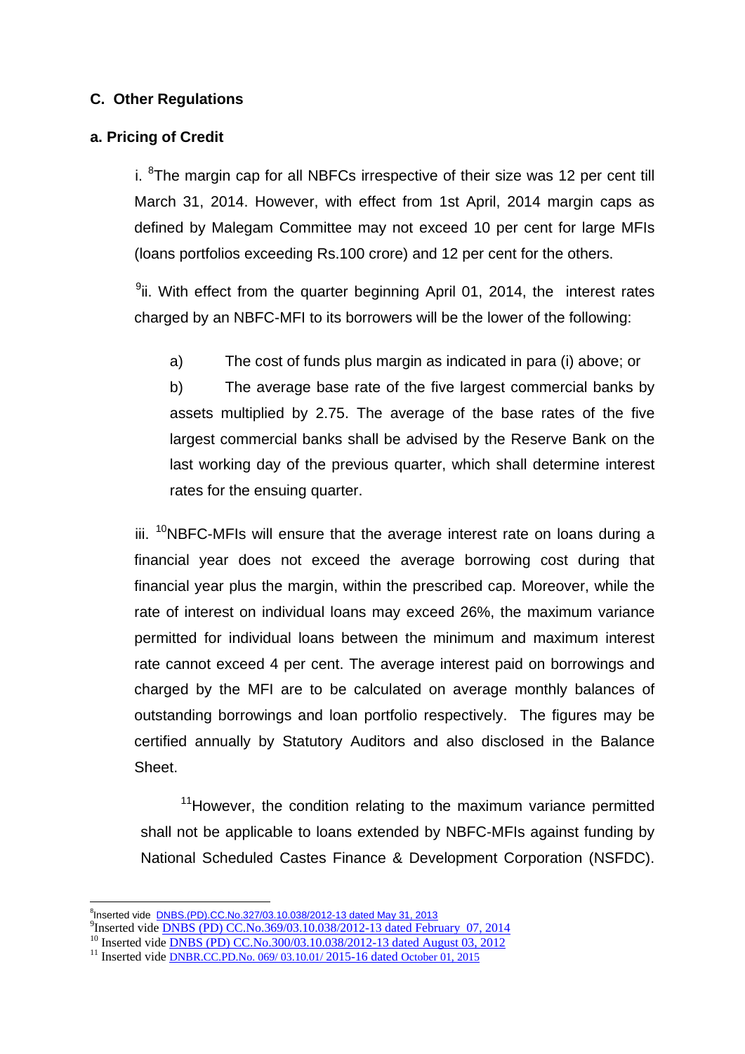## C. Other Regulations

### a. Pricing of Credit

i. [8]The margin cap for all NBFCs irrespective of their size was 12 per cent till March 31, 2014. However, with effect from 1st April, 2014 margin caps as defined by Malegam Committee may not exceed 10 per cent for large MFIs (loans portfolios exceeding Rs.100 crore) and 12 per cent for the others.

[9]ii. With effect from the quarter beginning April 01, 2014, the interest rates charged by an NBFC-MFI to its borrowers will be the lower of the following:

a) The cost of funds plus margin as indicated in para (i) above; or

b) The average base rate of the five largest commercial banks by assets multiplied by 2.75. The average of the base rates of the five largest commercial banks shall be advised by the Reserve Bank on the last working day of the previous quarter, which shall determine interest rates for the ensuing quarter.

iii. [10]NBFC-MFIs will ensure that the average interest rate on loans during a financial year does not exceed the average borrowing cost during that financial year plus the margin, within the prescribed cap. Moreover, while the rate of interest on individual loans may exceed 26%, the maximum variance permitted for individual loans between the minimum and maximum interest rate cannot exceed 4 per cent. The average interest paid on borrowings and charged by the MFI are to be calculated on average monthly balances of outstanding borrowings and loan portfolio respectively. The figures may be certified annually by Statutory Auditors and also disclosed in the Balance Sheet.

[11]However, the condition relating to the maximum variance permitted shall not be applicable to loans extended by NBFC-MFIs against funding by National Scheduled Castes Finance & Development Corporation (NSFDC).

---

[8] Inserted vide DNBS.(PD).CC.No.327/03.10.038/2012-13 dated May 31, 2013

[9] Inserted vide DNBS (PD) CC.No.369/03.10.038/2012-13 dated February 07, 2014

[10] Inserted vide DNBS (PD) CC.No.300/03.10.038/2012-13 dated August 03, 2012

[11] Inserted vide DNBR.CC.PD.No. 069/ 03.10.01/ 2015-16 dated October 01, 2015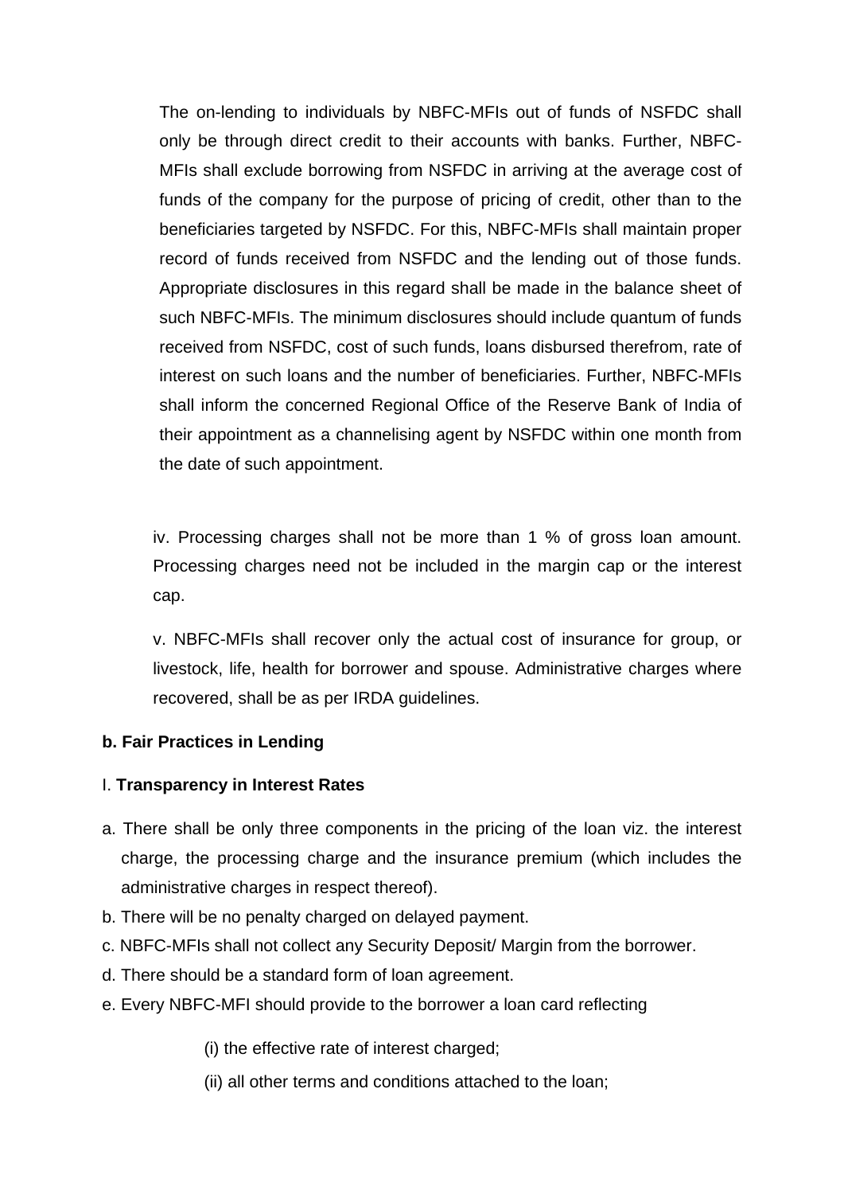The on-lending to individuals by NBFC-MFIs out of funds of NSFDC shall only be through direct credit to their accounts with banks. Further, NBFC-MFIs shall exclude borrowing from NSFDC in arriving at the average cost of funds of the company for the purpose of pricing of credit, other than to the beneficiaries targeted by NSFDC. For this, NBFC-MFIs shall maintain proper record of funds received from NSFDC and the lending out of those funds. Appropriate disclosures in this regard shall be made in the balance sheet of such NBFC-MFIs. The minimum disclosures should include quantum of funds received from NSFDC, cost of such funds, loans disbursed therefrom, rate of interest on such loans and the number of beneficiaries. Further, NBFC-MFIs shall inform the concerned Regional Office of the Reserve Bank of India of their appointment as a channelising agent by NSFDC within one month from the date of such appointment.

iv. Processing charges shall not be more than 1 % of gross loan amount. Processing charges need not be included in the margin cap or the interest cap.

v. NBFC-MFIs shall recover only the actual cost of insurance for group, or livestock, life, health for borrower and spouse. Administrative charges where recovered, shall be as per IRDA guidelines.

**b. Fair Practices in Lending**

I. **Transparency in Interest Rates**

a. There shall be only three components in the pricing of the loan viz. the interest charge, the processing charge and the insurance premium (which includes the administrative charges in respect thereof).

b. There will be no penalty charged on delayed payment.

c. NBFC-MFIs shall not collect any Security Deposit/ Margin from the borrower.

d. There should be a standard form of loan agreement.

e. Every NBFC-MFI should provide to the borrower a loan card reflecting

(i) the effective rate of interest charged;

(ii) all other terms and conditions attached to the loan;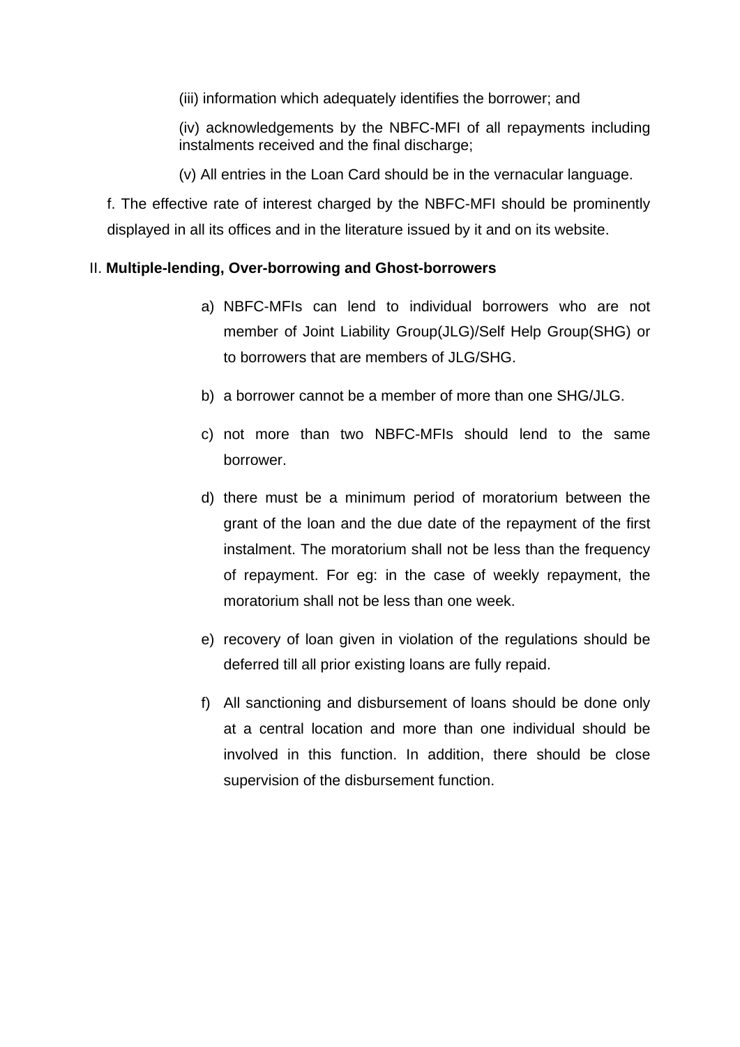(iii) information which adequately identifies the borrower; and

(iv) acknowledgements by the NBFC-MFI of all repayments including instalments received and the final discharge;

(v) All entries in the Loan Card should be in the vernacular language.

f. The effective rate of interest charged by the NBFC-MFI should be prominently displayed in all its offices and in the literature issued by it and on its website.

II. **Multiple-lending, Over-borrowing and Ghost-borrowers**

a) NBFC-MFIs can lend to individual borrowers who are not member of Joint Liability Group(JLG)/Self Help Group(SHG) or to borrowers that are members of JLG/SHG.

b) a borrower cannot be a member of more than one SHG/JLG.

c) not more than two NBFC-MFIs should lend to the same borrower.

d) there must be a minimum period of moratorium between the grant of the loan and the due date of the repayment of the first instalment. The moratorium shall not be less than the frequency of repayment. For eg: in the case of weekly repayment, the moratorium shall not be less than one week.

e) recovery of loan given in violation of the regulations should be deferred till all prior existing loans are fully repaid.

f) All sanctioning and disbursement of loans should be done only at a central location and more than one individual should be involved in this function. In addition, there should be close supervision of the disbursement function.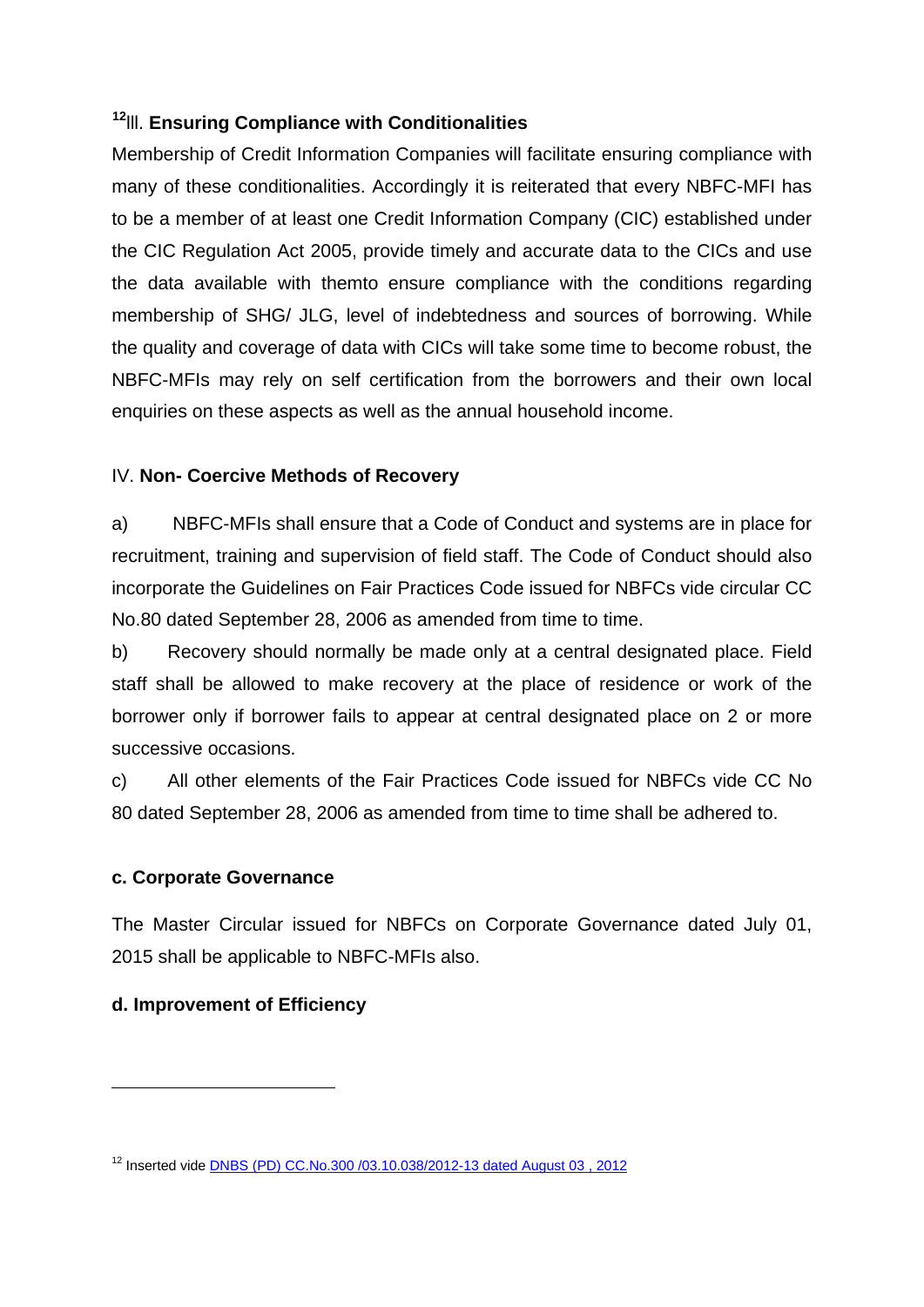[12]III. **Ensuring Compliance with Conditionalities**

Membership of Credit Information Companies will facilitate ensuring compliance with many of these conditionalities. Accordingly it is reiterated that every NBFC-MFI has to be a member of at least one Credit Information Company (CIC) established under the CIC Regulation Act 2005, provide timely and accurate data to the CICs and use the data available with themto ensure compliance with the conditions regarding membership of SHG/ JLG, level of indebtedness and sources of borrowing. While the quality and coverage of data with CICs will take some time to become robust, the NBFC-MFIs may rely on self certification from the borrowers and their own local enquiries on these aspects as well as the annual household income.

IV. **Non- Coercive Methods of Recovery**

a) NBFC-MFIs shall ensure that a Code of Conduct and systems are in place for recruitment, training and supervision of field staff. The Code of Conduct should also incorporate the Guidelines on Fair Practices Code issued for NBFCs vide circular CC No.80 dated September 28, 2006 as amended from time to time.

b) Recovery should normally be made only at a central designated place. Field staff shall be allowed to make recovery at the place of residence or work of the borrower only if borrower fails to appear at central designated place on 2 or more successive occasions.

c) All other elements of the Fair Practices Code issued for NBFCs vide CC No 80 dated September 28, 2006 as amended from time to time shall be adhered to.

**c. Corporate Governance**

The Master Circular issued for NBFCs on Corporate Governance dated July 01, 2015 shall be applicable to NBFC-MFIs also.

**d. Improvement of Efficiency**

---

[12] Inserted vide DNBS (PD) CC.No.300 /03.10.038/2012-13 dated August 03 , 2012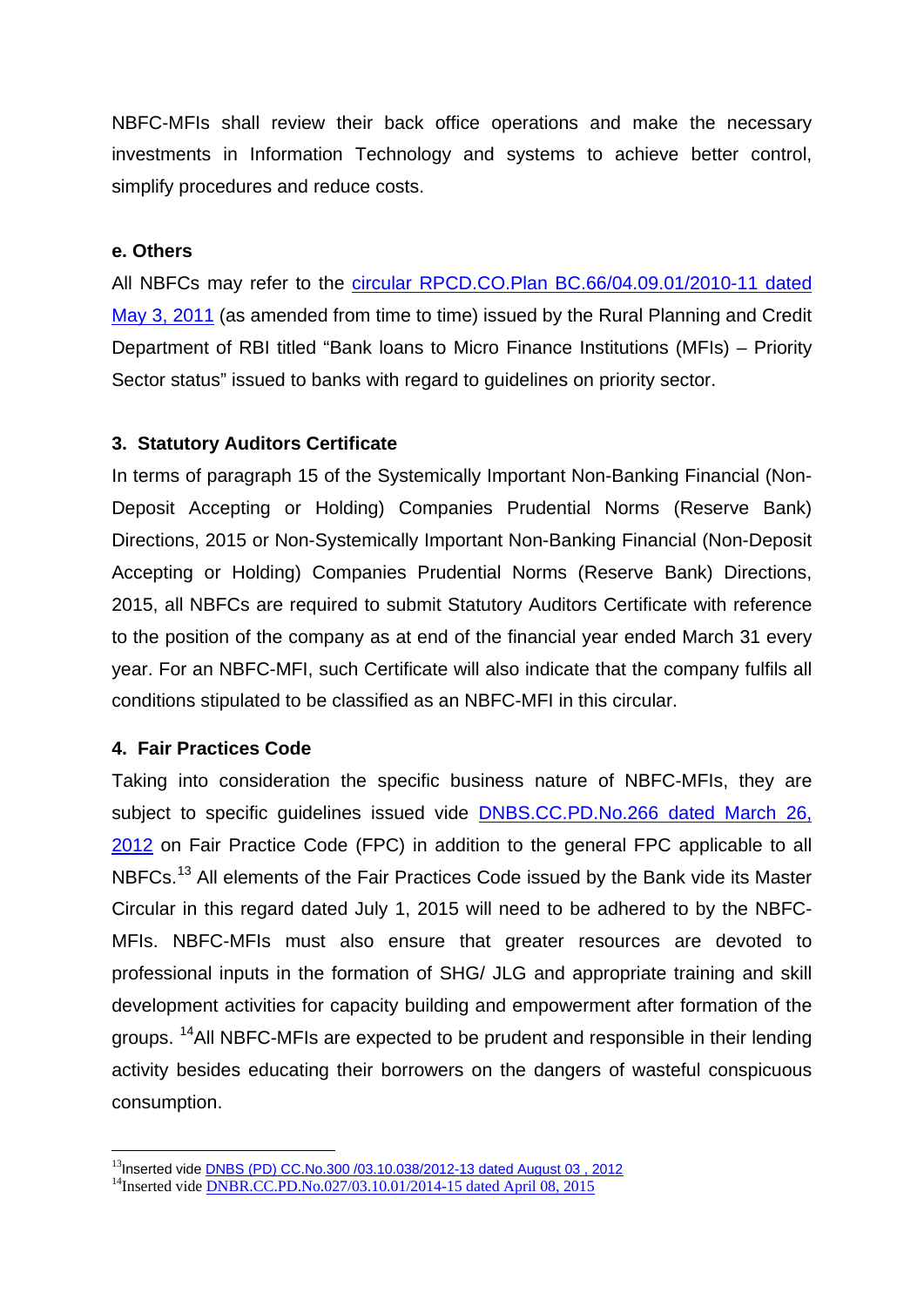NBFC-MFIs shall review their back office operations and make the necessary investments in Information Technology and systems to achieve better control, simplify procedures and reduce costs.

**e. Others**

All NBFCs may refer to the circular RPCD.CO.Plan BC.66/04.09.01/2010-11 dated May 3, 2011 (as amended from time to time) issued by the Rural Planning and Credit Department of RBI titled "Bank loans to Micro Finance Institutions (MFIs) – Priority Sector status" issued to banks with regard to guidelines on priority sector.

**3. Statutory Auditors Certificate**

In terms of paragraph 15 of the Systemically Important Non-Banking Financial (Non-Deposit Accepting or Holding) Companies Prudential Norms (Reserve Bank) Directions, 2015 or Non-Systemically Important Non-Banking Financial (Non-Deposit Accepting or Holding) Companies Prudential Norms (Reserve Bank) Directions, 2015, all NBFCs are required to submit Statutory Auditors Certificate with reference to the position of the company as at end of the financial year ended March 31 every year. For an NBFC-MFI, such Certificate will also indicate that the company fulfils all conditions stipulated to be classified as an NBFC-MFI in this circular.

**4. Fair Practices Code**

Taking into consideration the specific business nature of NBFC-MFIs, they are subject to specific guidelines issued vide DNBS.CC.PD.No.266 dated March 26, 2012 on Fair Practice Code (FPC) in addition to the general FPC applicable to all NBFCs.[13] All elements of the Fair Practices Code issued by the Bank vide its Master Circular in this regard dated July 1, 2015 will need to be adhered to by the NBFC-MFIs. NBFC-MFIs must also ensure that greater resources are devoted to professional inputs in the formation of SHG/ JLG and appropriate training and skill development activities for capacity building and empowerment after formation of the groups. [14]All NBFC-MFIs are expected to be prudent and responsible in their lending activity besides educating their borrowers on the dangers of wasteful conspicuous consumption.

---

[13]Inserted vide DNBS (PD) CC.No.300 /03.10.038/2012-13 dated August 03 , 2012
[14]Inserted vide DNBR.CC.PD.No.027/03.10.01/2014-15 dated April 08, 2015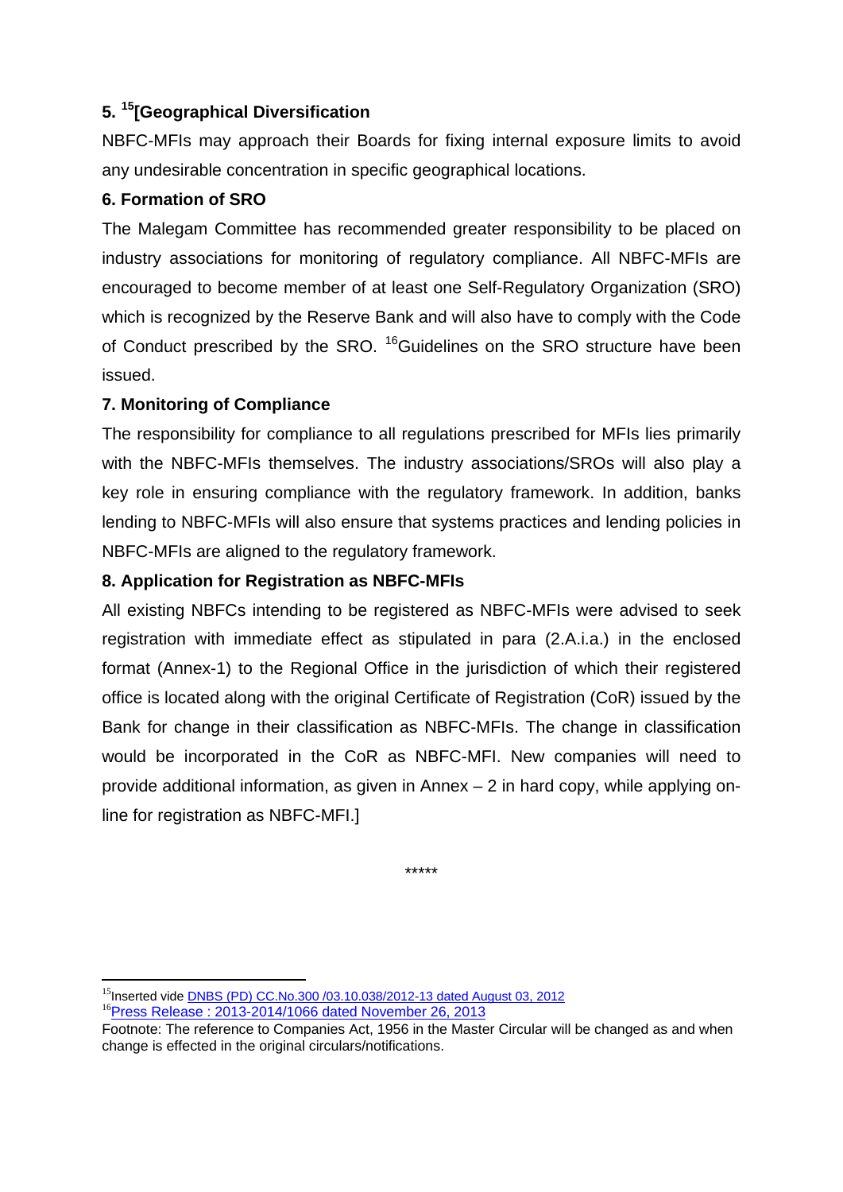### 5. [15][Geographical Diversification

NBFC-MFIs may approach their Boards for fixing internal exposure limits to avoid any undesirable concentration in specific geographical locations.

### 6. Formation of SRO

The Malegam Committee has recommended greater responsibility to be placed on industry associations for monitoring of regulatory compliance. All NBFC-MFIs are encouraged to become member of at least one Self-Regulatory Organization (SRO) which is recognized by the Reserve Bank and will also have to comply with the Code of Conduct prescribed by the SRO. [16]Guidelines on the SRO structure have been issued.

### 7. Monitoring of Compliance

The responsibility for compliance to all regulations prescribed for MFIs lies primarily with the NBFC-MFIs themselves. The industry associations/SROs will also play a key role in ensuring compliance with the regulatory framework. In addition, banks lending to NBFC-MFIs will also ensure that systems practices and lending policies in NBFC-MFIs are aligned to the regulatory framework.

### 8. Application for Registration as NBFC-MFIs

All existing NBFCs intending to be registered as NBFC-MFIs were advised to seek registration with immediate effect as stipulated in para (2.A.i.a.) in the enclosed format (Annex-1) to the Regional Office in the jurisdiction of which their registered office is located along with the original Certificate of Registration (CoR) issued by the Bank for change in their classification as NBFC-MFIs. The change in classification would be incorporated in the CoR as NBFC-MFI. New companies will need to provide additional information, as given in Annex – 2 in hard copy, while applying on-line for registration as NBFC-MFI.]

*****

---

[15]Inserted vide DNBS (PD) CC.No.300 /03.10.038/2012-13 dated August 03, 2012

[16]Press Release : 2013-2014/1066 dated November 26, 2013

Footnote: The reference to Companies Act, 1956 in the Master Circular will be changed as and when change is effected in the original circulars/notifications.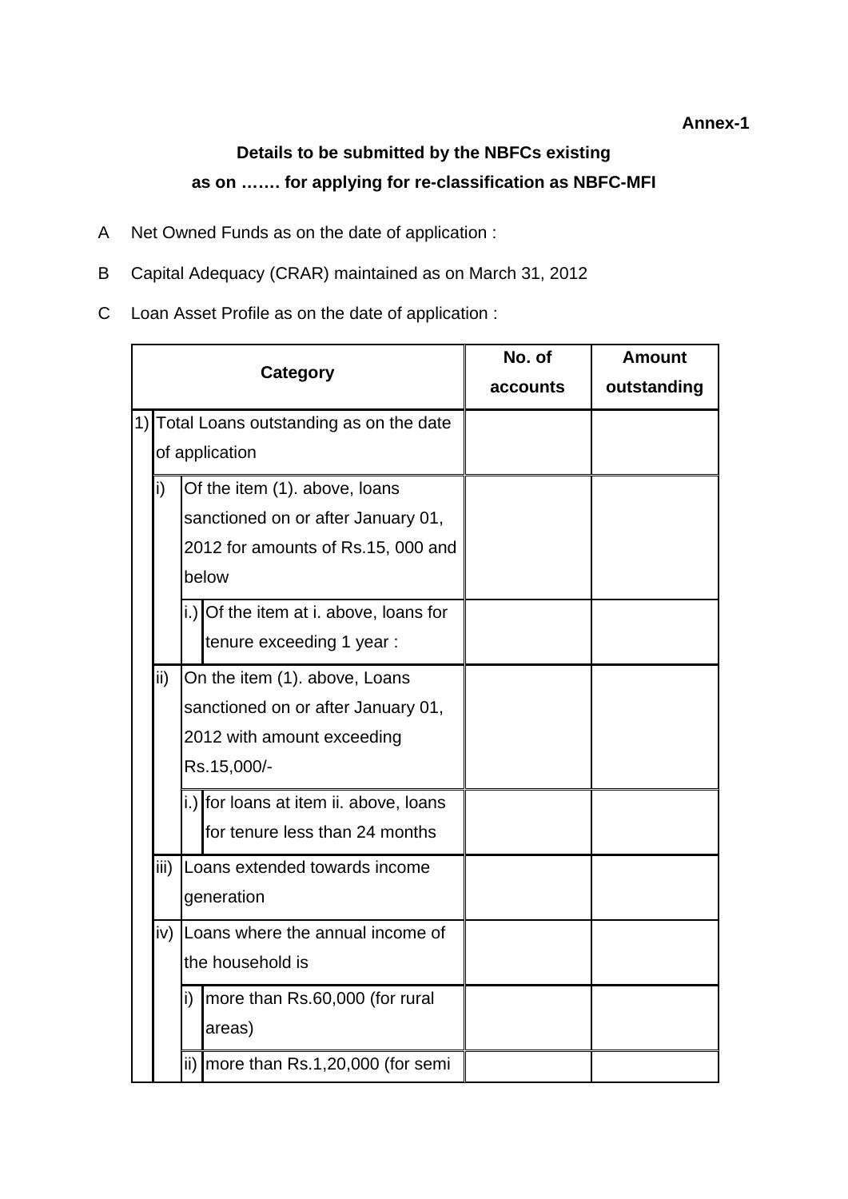**Annex-1**

**Details to be submitted by the NBFCs existing as on ……. for applying for re-classification as NBFC-MFI**

A Net Owned Funds as on the date of application :

B Capital Adequacy (CRAR) maintained as on March 31, 2012

C Loan Asset Profile as on the date of application :

| Category | No. of accounts | Amount outstanding |
|---|---|---|
| 1) Total Loans outstanding as on the date of application | | |
| i) Of the item (1). above, loans sanctioned on or after January 01, 2012 for amounts of Rs.15, 000 and below | | |
| i.) Of the item at i. above, loans for tenure exceeding 1 year : | | |
| ii) On the item (1). above, Loans sanctioned on or after January 01, 2012 with amount exceeding Rs.15,000/- | | |
| i.) for loans at item ii. above, loans for tenure less than 24 months | | |
| iii) Loans extended towards income generation | | |
| iv) Loans where the annual income of the household is | | |
| i) more than Rs.60,000 (for rural areas) | | |
| ii) more than Rs.1,20,000 (for semi | | |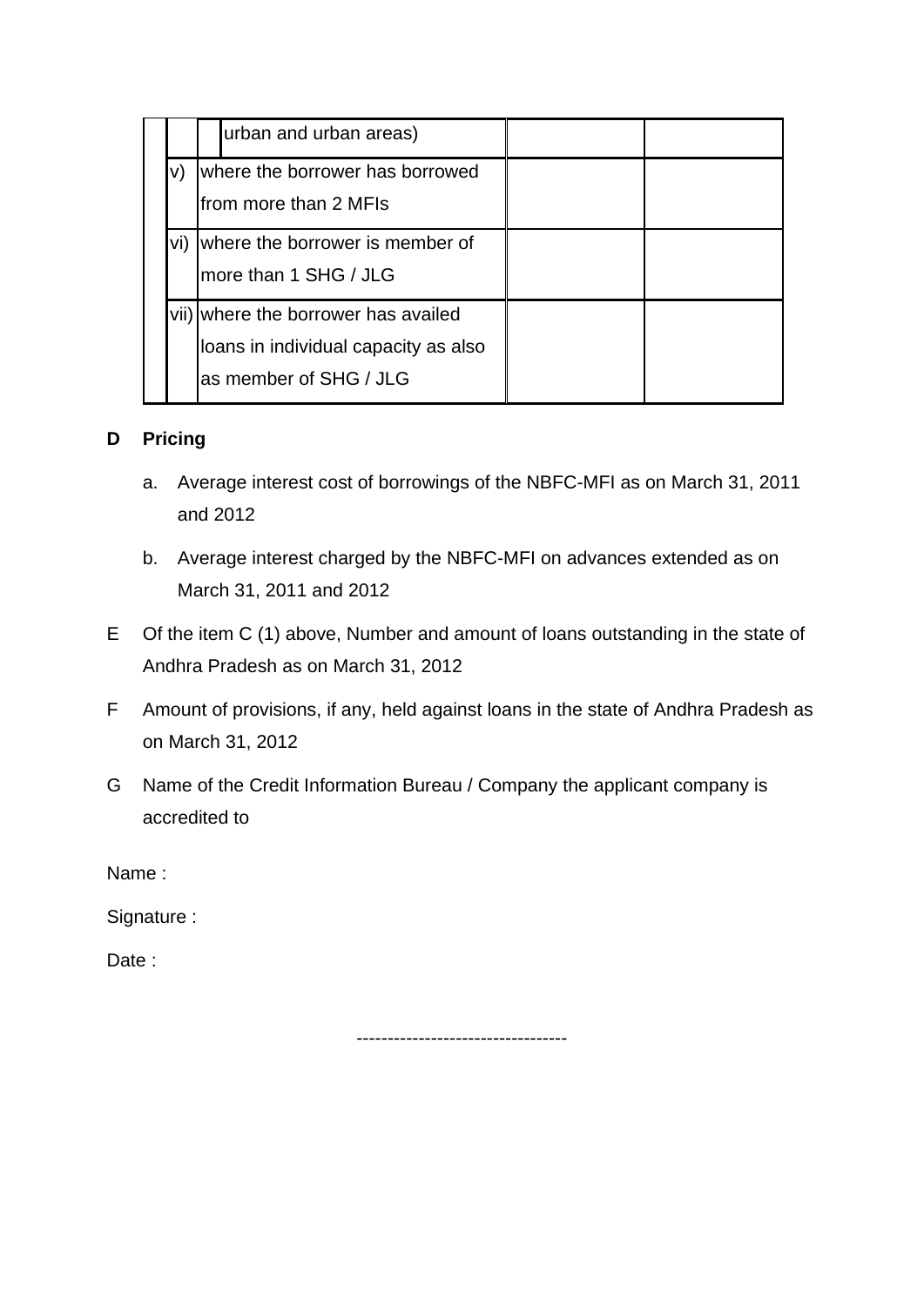| | | | | |
|---|---|---|---|---|
| | | urban and urban areas) | | |
| | v) | where the borrower has borrowed from more than 2 MFIs | | |
| | vi) | where the borrower is member of more than 1 SHG / JLG | | |
| | vii) | where the borrower has availed loans in individual capacity as also as member of SHG / JLG | | |

**D Pricing**

a. Average interest cost of borrowings of the NBFC-MFI as on March 31, 2011 and 2012

b. Average interest charged by the NBFC-MFI on advances extended as on March 31, 2011 and 2012

E Of the item C (1) above, Number and amount of loans outstanding in the state of Andhra Pradesh as on March 31, 2012

F Amount of provisions, if any, held against loans in the state of Andhra Pradesh as on March 31, 2012

G Name of the Credit Information Bureau / Company the applicant company is accredited to

Name :

Signature :

Date :

---------------------------------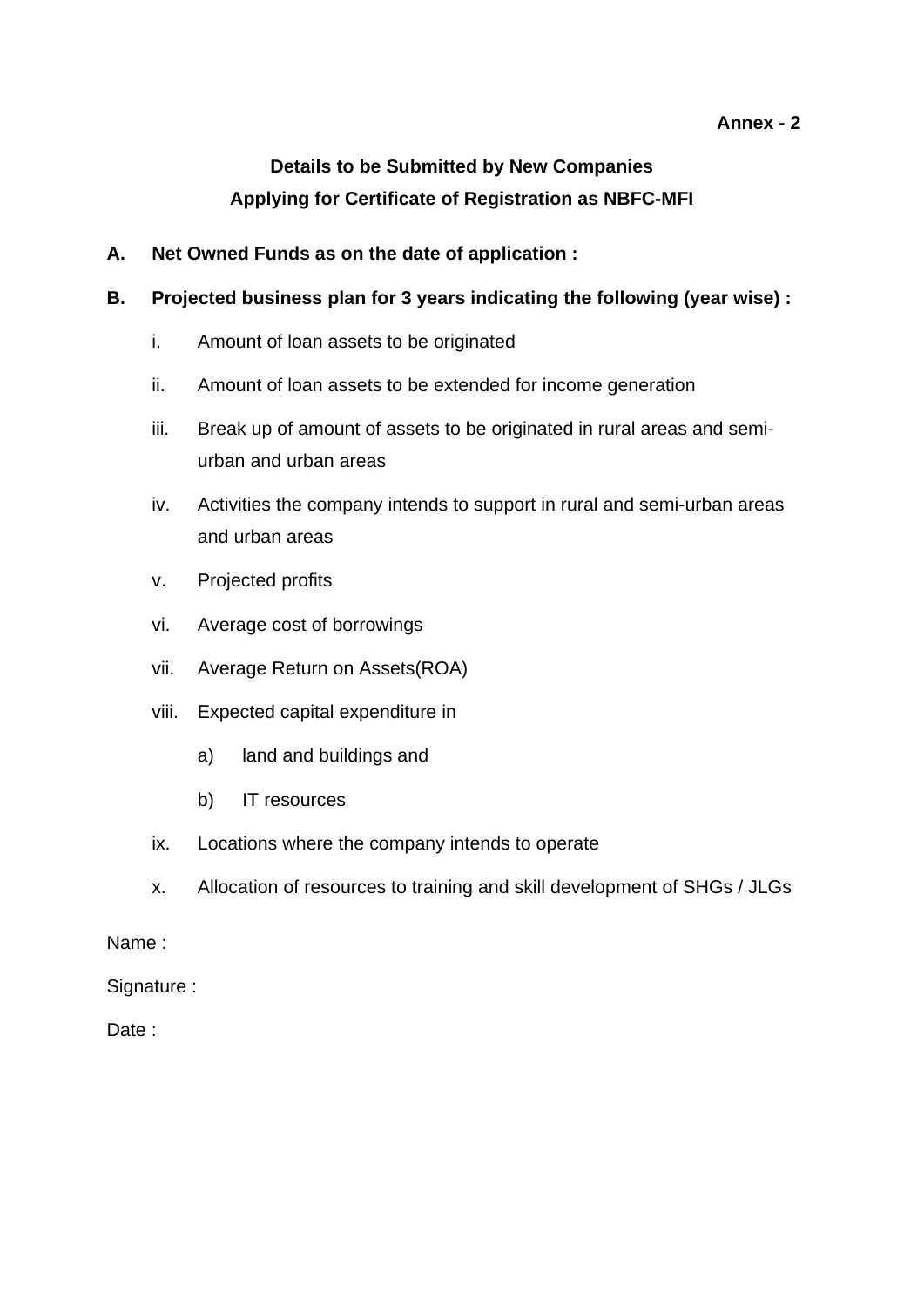**Annex - 2**

## Details to be Submitted by New Companies
## Applying for Certificate of Registration as NBFC-MFI

**A. Net Owned Funds as on the date of application :**

**B. Projected business plan for 3 years indicating the following (year wise) :**

i. Amount of loan assets to be originated

ii. Amount of loan assets to be extended for income generation

iii. Break up of amount of assets to be originated in rural areas and semi-urban and urban areas

iv. Activities the company intends to support in rural and semi-urban areas and urban areas

v. Projected profits

vi. Average cost of borrowings

vii. Average Return on Assets(ROA)

viii. Expected capital expenditure in

a) land and buildings and

b) IT resources

ix. Locations where the company intends to operate

x. Allocation of resources to training and skill development of SHGs / JLGs

Name :

Signature :

Date :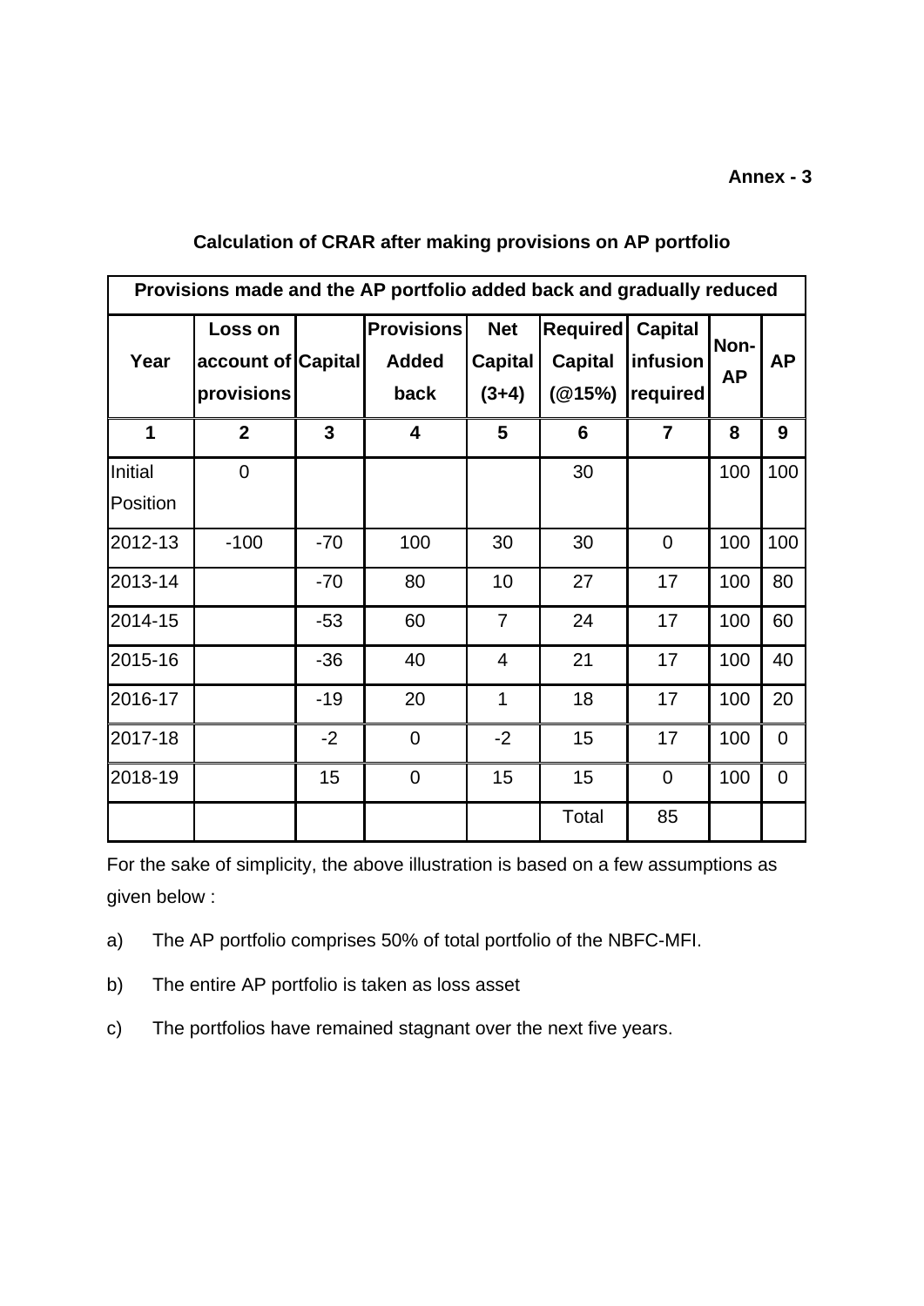**Annex - 3**

**Calculation of CRAR after making provisions on AP portfolio**

| Provisions made and the AP portfolio added back and gradually reduced | | | | | | | | |
|---|---|---|---|---|---|---|---|---|
| **Year** | **Loss on account of provisions** | **Capital** | **Provisions Added back** | **Net Capital (3+4)** | **Required Capital (@15%)** | **Capital infusion required** | **Non-AP** | **AP** |
| **1** | **2** | **3** | **4** | **5** | **6** | **7** | **8** | **9** |
| Initial Position | 0 | | | | 30 | | 100 | 100 |
| 2012-13 | -100 | -70 | 100 | 30 | 30 | 0 | 100 | 100 |
| 2013-14 | | -70 | 80 | 10 | 27 | 17 | 100 | 80 |
| 2014-15 | | -53 | 60 | 7 | 24 | 17 | 100 | 60 |
| 2015-16 | | -36 | 40 | 4 | 21 | 17 | 100 | 40 |
| 2016-17 | | -19 | 20 | 1 | 18 | 17 | 100 | 20 |
| 2017-18 | | -2 | 0 | -2 | 15 | 17 | 100 | 0 |
| 2018-19 | | 15 | 0 | 15 | 15 | 0 | 100 | 0 |
| | | | | | Total | 85 | | |

For the sake of simplicity, the above illustration is based on a few assumptions as given below :

a) The AP portfolio comprises 50% of total portfolio of the NBFC-MFI.

b) The entire AP portfolio is taken as loss asset

c) The portfolios have remained stagnant over the next five years.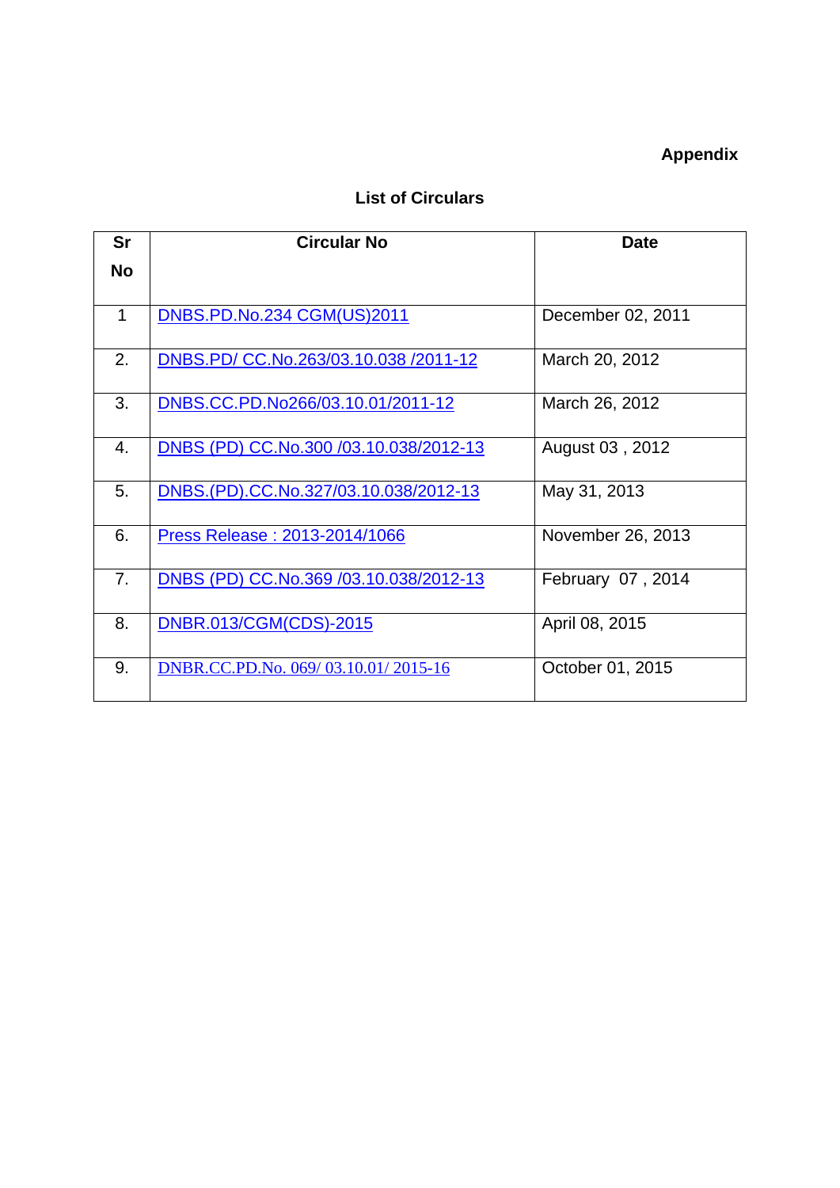**Appendix**

## List of Circulars

| Sr No | Circular No | Date |
|---|---|---|
| 1 | DNBS.PD.No.234 CGM(US)2011 | December 02, 2011 |
| 2. | DNBS.PD/ CC.No.263/03.10.038 /2011-12 | March 20, 2012 |
| 3. | DNBS.CC.PD.No266/03.10.01/2011-12 | March 26, 2012 |
| 4. | DNBS (PD) CC.No.300 /03.10.038/2012-13 | August 03 , 2012 |
| 5. | DNBS.(PD).CC.No.327/03.10.038/2012-13 | May 31, 2013 |
| 6. | Press Release : 2013-2014/1066 | November 26, 2013 |
| 7. | DNBS (PD) CC.No.369 /03.10.038/2012-13 | February 07 , 2014 |
| 8. | DNBR.013/CGM(CDS)-2015 | April 08, 2015 |
| 9. | DNBR.CC.PD.No. 069/ 03.10.01/ 2015-16 | October 01, 2015 |